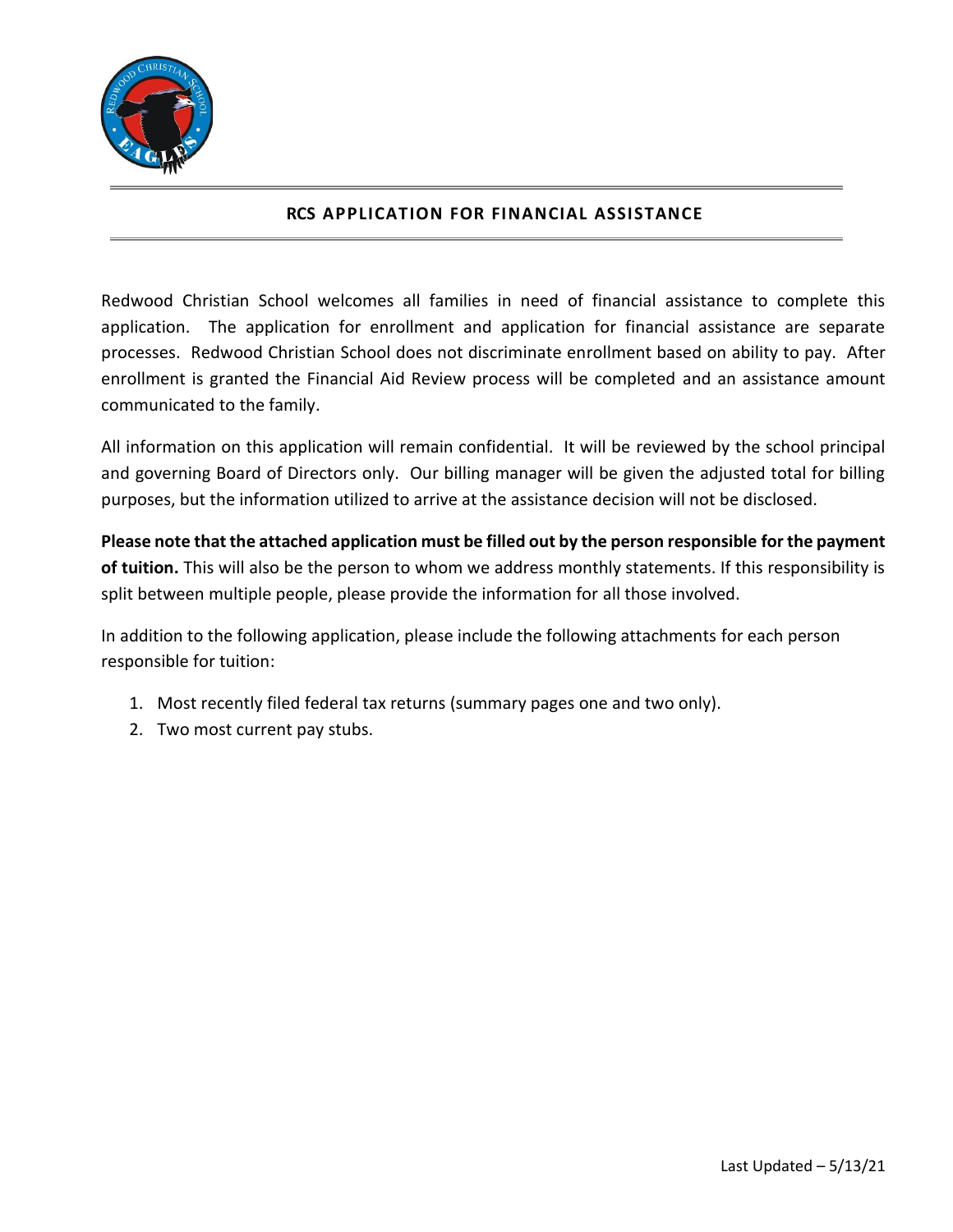# RCS APPLICATION FOR FINANCIAL ASSISTANCE

Redwood Christian School welcomes all families in need of financial assistance to complete this application. The application for enrollment and application for financial assistance are separate processes. Redwood Christian School does not discriminate enrollment based on ability to pay. After enrollment is granted the Financial Aid Review process will be completed and an assistance amount communicated to the family.

All information on this application will remain confidential. It will be reviewed by the school principal and governing Board of Directors only. Our billing manager will be given the adjusted total for billing purposes, but the information utilized to arrive at the assistance decision will not be disclosed.

**Please note that the attached application must be filled out by the person responsible for the payment of tuition.** This will also be the person to whom we address monthly statements. If this responsibility is split between multiple people, please provide the information for all those involved.

In addition to the following application, please include the following attachments for each person responsible for tuition:

1. Most recently filed federal tax returns (summary pages one and two only).
2. Two most current pay stubs.

Last Updated – 5/13/21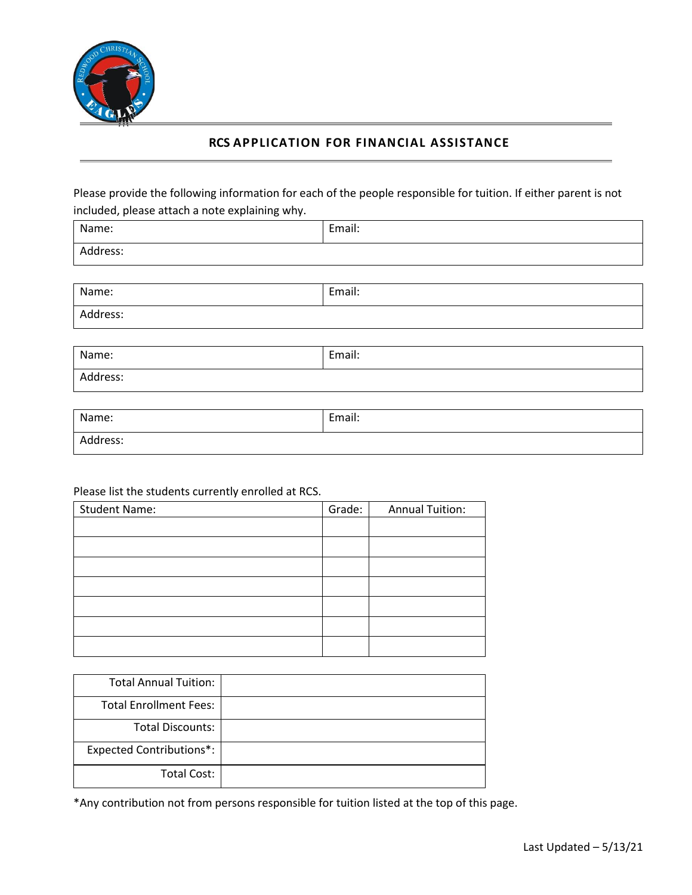## RCS APPLICATION FOR FINANCIAL ASSISTANCE

Please provide the following information for each of the people responsible for tuition. If either parent is not included, please attach a note explaining why.

| Name: | Email: |
|---|---|
| Address: | |

| Name: | Email: |
|---|---|
| Address: | |

| Name: | Email: |
|---|---|
| Address: | |

| Name: | Email: |
|---|---|
| Address: | |

Please list the students currently enrolled at RCS.

| Student Name: | Grade: | Annual Tuition: |
|---|---|---|
| | | |
| | | |
| | | |
| | | |
| | | |
| | | |
| | | |

| | |
|---|---|
| Total Annual Tuition: | |
| Total Enrollment Fees: | |
| Total Discounts: | |
| Expected Contributions*: | |
| Total Cost: | |

*Any contribution not from persons responsible for tuition listed at the top of this page.

Last Updated – 5/13/21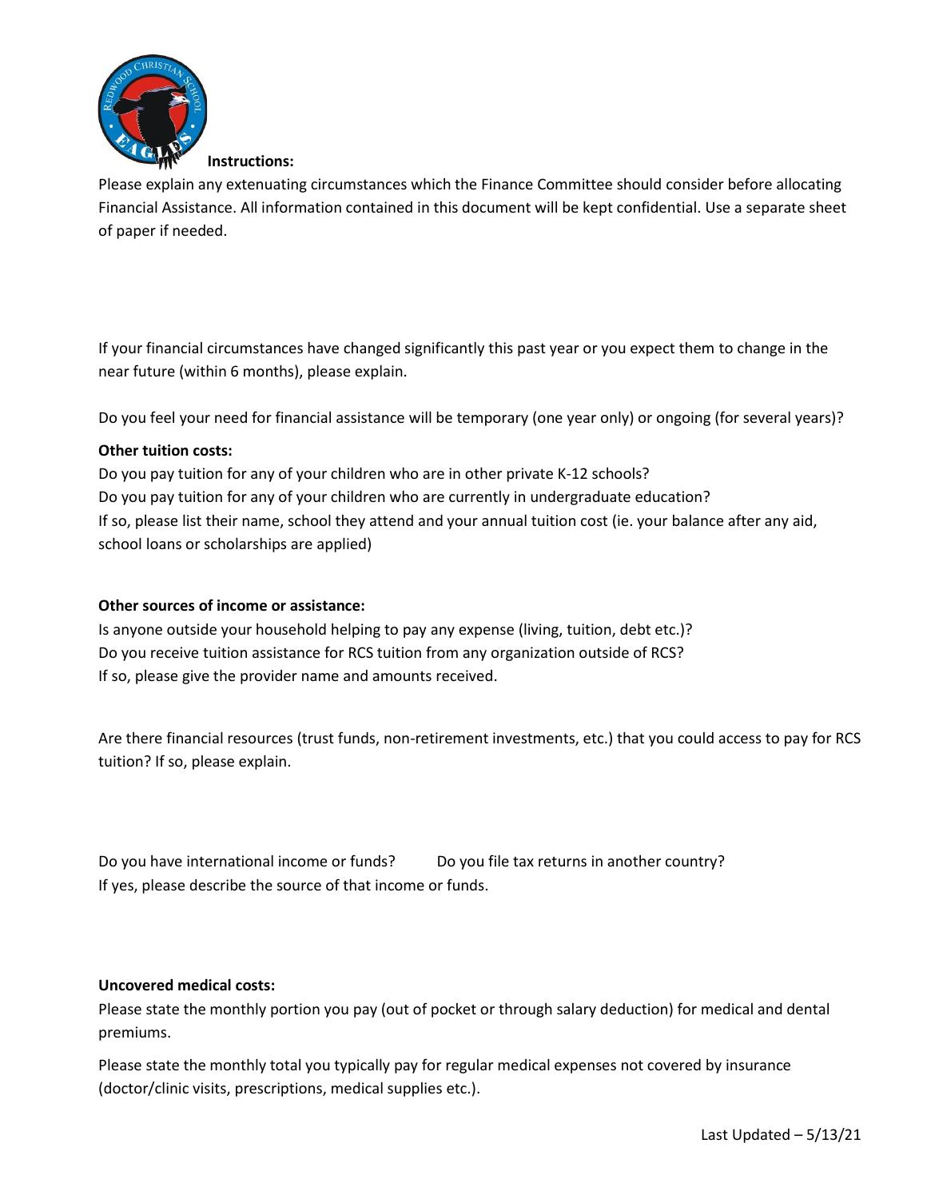**Instructions:**

Please explain any extenuating circumstances which the Finance Committee should consider before allocating Financial Assistance. All information contained in this document will be kept confidential. Use a separate sheet of paper if needed.

If your financial circumstances have changed significantly this past year or you expect them to change in the near future (within 6 months), please explain.

Do you feel your need for financial assistance will be temporary (one year only) or ongoing (for several years)?

**Other tuition costs:**

Do you pay tuition for any of your children who are in other private K-12 schools?
Do you pay tuition for any of your children who are currently in undergraduate education?
If so, please list their name, school they attend and your annual tuition cost (ie. your balance after any aid, school loans or scholarships are applied)

**Other sources of income or assistance:**

Is anyone outside your household helping to pay any expense (living, tuition, debt etc.)?
Do you receive tuition assistance for RCS tuition from any organization outside of RCS?
If so, please give the provider name and amounts received.

Are there financial resources (trust funds, non-retirement investments, etc.) that you could access to pay for RCS tuition? If so, please explain.

Do you have international income or funds? Do you file tax returns in another country?
If yes, please describe the source of that income or funds.

**Uncovered medical costs:**

Please state the monthly portion you pay (out of pocket or through salary deduction) for medical and dental premiums.

Please state the monthly total you typically pay for regular medical expenses not covered by insurance (doctor/clinic visits, prescriptions, medical supplies etc.).

Last Updated – 5/13/21